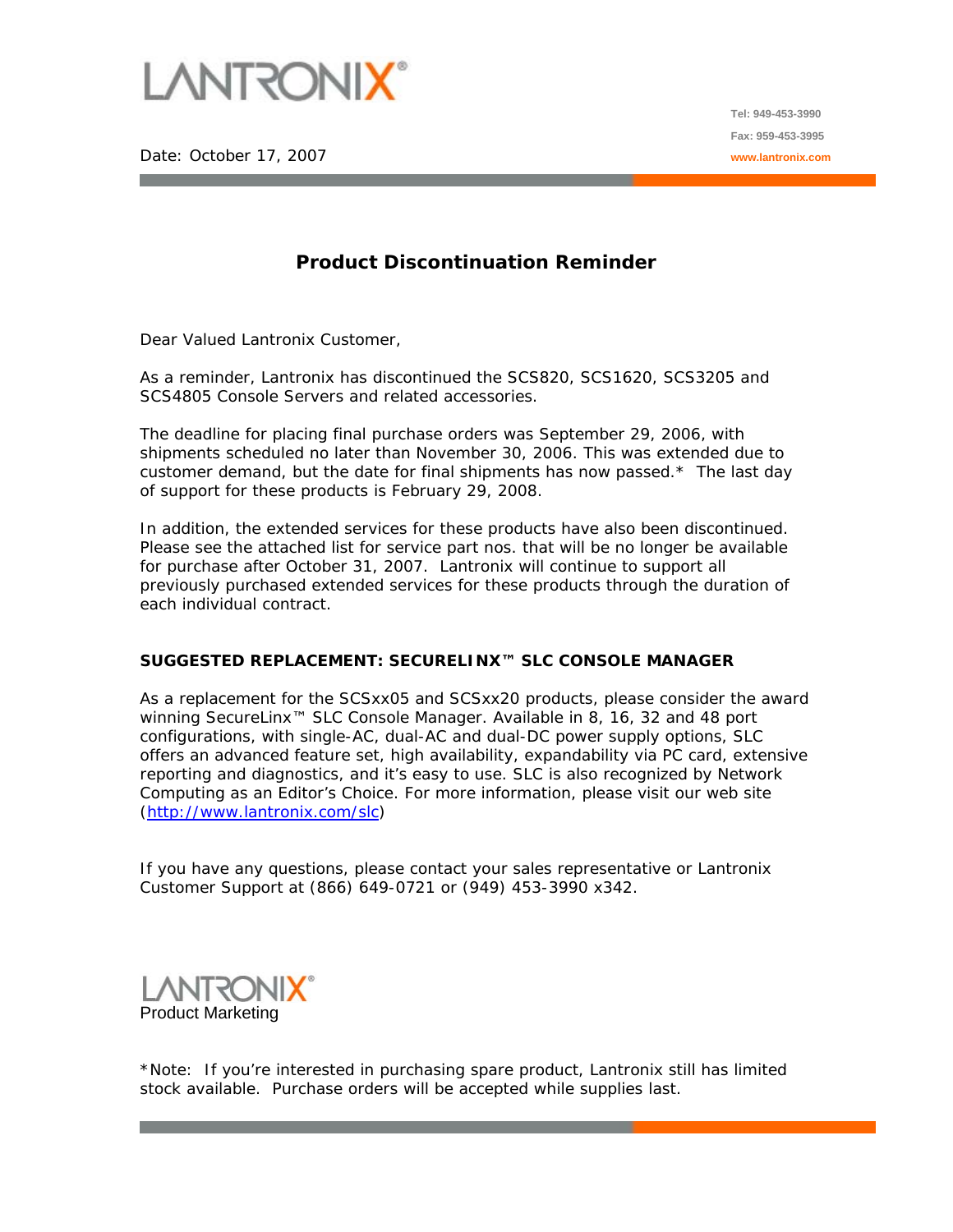LANTRONIX®

Tel: 949-453-3990

Fax: 959-453-3995

www.lantronix.com

Date: October 17, 2007

## Product Discontinuation Reminder

Dear Valued Lantronix Customer,

As a reminder, Lantronix has discontinued the SCS820, SCS1620, SCS3205 and SCS4805 Console Servers and related accessories.

The deadline for placing final purchase orders was September 29, 2006, with shipments scheduled no later than November 30, 2006. This was extended due to customer demand, but the date for final shipments has now passed.* The last day of support for these products is February 29, 2008.

In addition, the extended services for these products have also been discontinued. Please see the attached list for service part nos. that will be no longer be available for purchase after October 31, 2007. Lantronix will continue to support all previously purchased extended services for these products through the duration of each individual contract.

**SUGGESTED REPLACEMENT: SECURELINX™ SLC CONSOLE MANAGER**

As a replacement for the SCSxx05 and SCSxx20 products, please consider the award winning SecureLinx™ SLC Console Manager. Available in 8, 16, 32 and 48 port configurations, with single-AC, dual-AC and dual-DC power supply options, SLC offers an advanced feature set, high availability, expandability via PC card, extensive reporting and diagnostics, and it's easy to use. SLC is also recognized by Network Computing as an Editor's Choice. For more information, please visit our web site ([http://www.lantronix.com/slc](http://www.lantronix.com/slc))

If you have any questions, please contact your sales representative or Lantronix Customer Support at (866) 649-0721 or (949) 453-3990 x342.

LANTRONIX®
Product Marketing

*Note: If you're interested in purchasing spare product, Lantronix still has limited stock available. Purchase orders will be accepted while supplies last.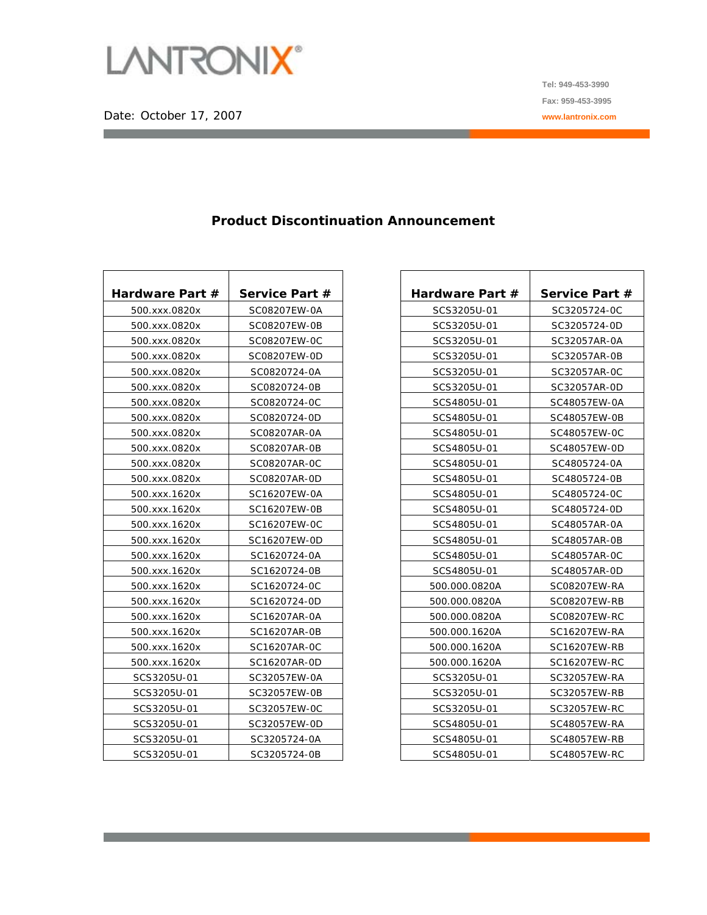Date: October 17, 2007

## Product Discontinuation Announcement

| Hardware Part # | Service Part # |
|---|---|
| 500.xxx.0820x | SC08207EW-0A |
| 500.xxx.0820x | SC08207EW-0B |
| 500.xxx.0820x | SC08207EW-0C |
| 500.xxx.0820x | SC08207EW-0D |
| 500.xxx.0820x | SC0820724-0A |
| 500.xxx.0820x | SC0820724-0B |
| 500.xxx.0820x | SC0820724-0C |
| 500.xxx.0820x | SC0820724-0D |
| 500.xxx.0820x | SC08207AR-0A |
| 500.xxx.0820x | SC08207AR-0B |
| 500.xxx.0820x | SC08207AR-0C |
| 500.xxx.0820x | SC08207AR-0D |
| 500.xxx.1620x | SC16207EW-0A |
| 500.xxx.1620x | SC16207EW-0B |
| 500.xxx.1620x | SC16207EW-0C |
| 500.xxx.1620x | SC16207EW-0D |
| 500.xxx.1620x | SC1620724-0A |
| 500.xxx.1620x | SC1620724-0B |
| 500.xxx.1620x | SC1620724-0C |
| 500.xxx.1620x | SC1620724-0D |
| 500.xxx.1620x | SC16207AR-0A |
| 500.xxx.1620x | SC16207AR-0B |
| 500.xxx.1620x | SC16207AR-0C |
| 500.xxx.1620x | SC16207AR-0D |
| SCS3205U-01 | SC32057EW-0A |
| SCS3205U-01 | SC32057EW-0B |
| SCS3205U-01 | SC32057EW-0C |
| SCS3205U-01 | SC32057EW-0D |
| SCS3205U-01 | SC3205724-0A |
| SCS3205U-01 | SC3205724-0B |

| Hardware Part # | Service Part # |
|---|---|
| SCS3205U-01 | SC3205724-0C |
| SCS3205U-01 | SC3205724-0D |
| SCS3205U-01 | SC32057AR-0A |
| SCS3205U-01 | SC32057AR-0B |
| SCS3205U-01 | SC32057AR-0C |
| SCS3205U-01 | SC32057AR-0D |
| SCS4805U-01 | SC48057EW-0A |
| SCS4805U-01 | SC48057EW-0B |
| SCS4805U-01 | SC48057EW-0C |
| SCS4805U-01 | SC48057EW-0D |
| SCS4805U-01 | SC4805724-0A |
| SCS4805U-01 | SC4805724-0B |
| SCS4805U-01 | SC4805724-0C |
| SCS4805U-01 | SC4805724-0D |
| SCS4805U-01 | SC48057AR-0A |
| SCS4805U-01 | SC48057AR-0B |
| SCS4805U-01 | SC48057AR-0C |
| SCS4805U-01 | SC48057AR-0D |
| 500.000.0820A | SC08207EW-RA |
| 500.000.0820A | SC08207EW-RB |
| 500.000.0820A | SC08207EW-RC |
| 500.000.1620A | SC16207EW-RA |
| 500.000.1620A | SC16207EW-RB |
| 500.000.1620A | SC16207EW-RC |
| SCS3205U-01 | SC32057EW-RA |
| SCS3205U-01 | SC32057EW-RB |
| SCS3205U-01 | SC32057EW-RC |
| SCS4805U-01 | SC48057EW-RA |
| SCS4805U-01 | SC48057EW-RB |
| SCS4805U-01 | SC48057EW-RC |